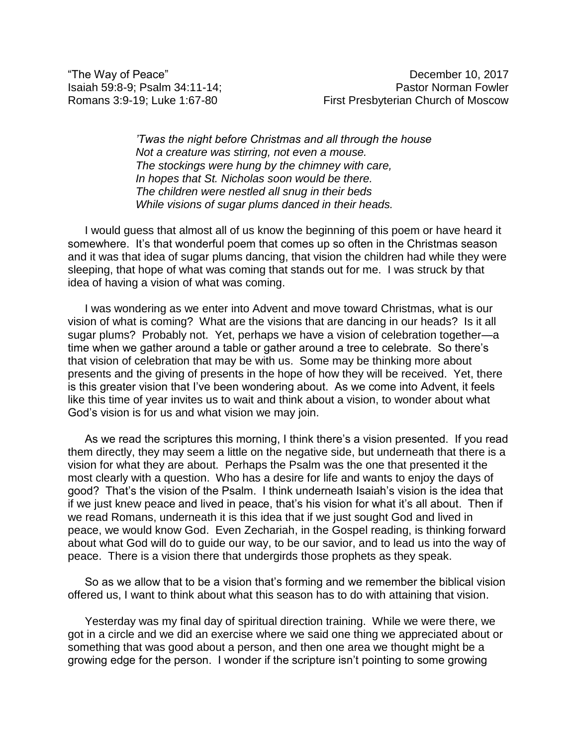"The Way of Peace"
Isaiah 59:8-9; Psalm 34:11-14;
Romans 3:9-19; Luke 1:67-80

December 10, 2017
Pastor Norman Fowler
First Presbyterian Church of Moscow

*'Twas the night before Christmas and all through the house*
*Not a creature was stirring, not even a mouse.*
*The stockings were hung by the chimney with care,*
*In hopes that St. Nicholas soon would be there.*
*The children were nestled all snug in their beds*
*While visions of sugar plums danced in their heads.*

I would guess that almost all of us know the beginning of this poem or have heard it somewhere. It's that wonderful poem that comes up so often in the Christmas season and it was that idea of sugar plums dancing, that vision the children had while they were sleeping, that hope of what was coming that stands out for me. I was struck by that idea of having a vision of what was coming.

I was wondering as we enter into Advent and move toward Christmas, what is our vision of what is coming? What are the visions that are dancing in our heads? Is it all sugar plums? Probably not. Yet, perhaps we have a vision of celebration together—a time when we gather around a table or gather around a tree to celebrate. So there's that vision of celebration that may be with us. Some may be thinking more about presents and the giving of presents in the hope of how they will be received. Yet, there is this greater vision that I've been wondering about. As we come into Advent, it feels like this time of year invites us to wait and think about a vision, to wonder about what God's vision is for us and what vision we may join.

As we read the scriptures this morning, I think there's a vision presented. If you read them directly, they may seem a little on the negative side, but underneath that there is a vision for what they are about. Perhaps the Psalm was the one that presented it the most clearly with a question. Who has a desire for life and wants to enjoy the days of good? That's the vision of the Psalm. I think underneath Isaiah's vision is the idea that if we just knew peace and lived in peace, that's his vision for what it's all about. Then if we read Romans, underneath it is this idea that if we just sought God and lived in peace, we would know God. Even Zechariah, in the Gospel reading, is thinking forward about what God will do to guide our way, to be our savior, and to lead us into the way of peace. There is a vision there that undergirds those prophets as they speak.

So as we allow that to be a vision that's forming and we remember the biblical vision offered us, I want to think about what this season has to do with attaining that vision.

Yesterday was my final day of spiritual direction training. While we were there, we got in a circle and we did an exercise where we said one thing we appreciated about or something that was good about a person, and then one area we thought might be a growing edge for the person. I wonder if the scripture isn't pointing to some growing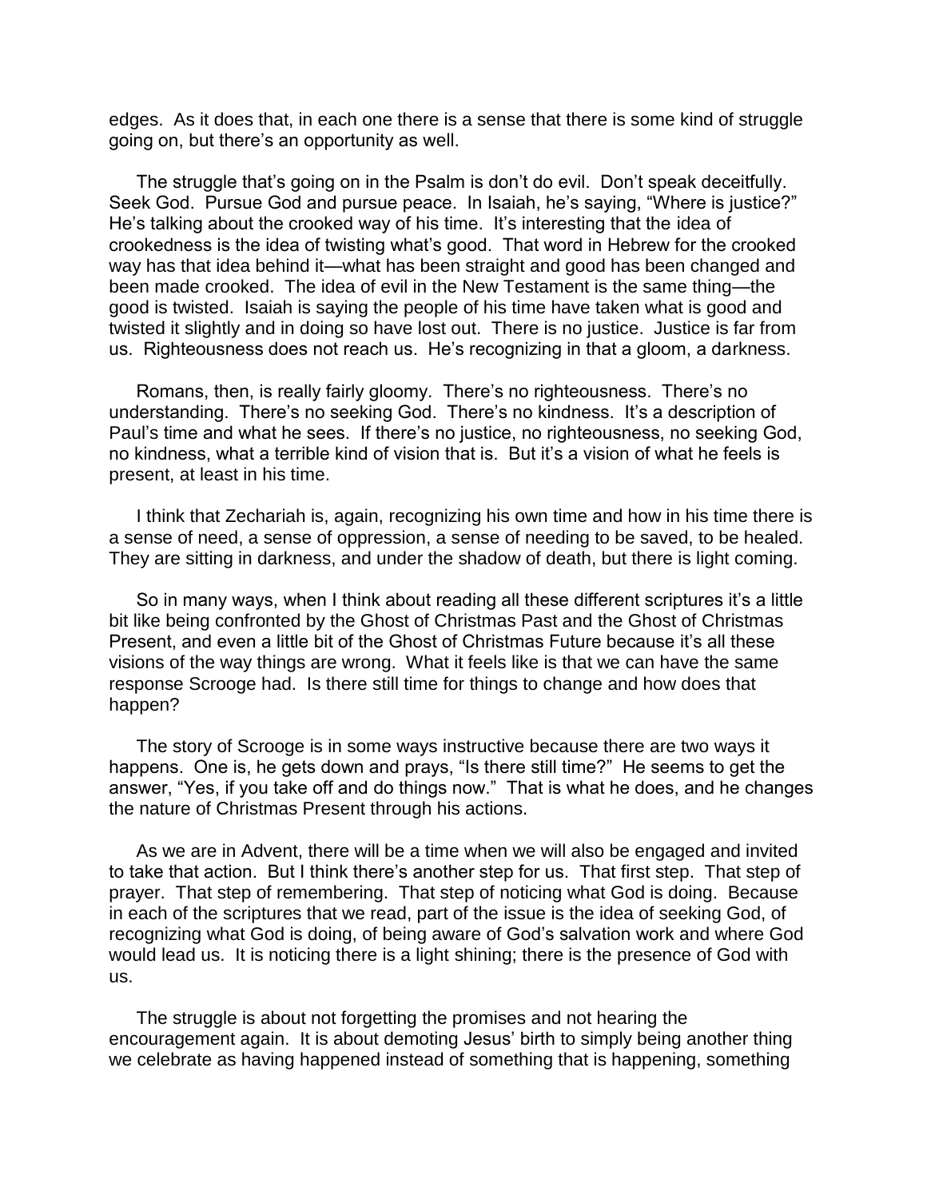edges. As it does that, in each one there is a sense that there is some kind of struggle going on, but there's an opportunity as well.

The struggle that's going on in the Psalm is don't do evil. Don't speak deceitfully. Seek God. Pursue God and pursue peace. In Isaiah, he's saying, "Where is justice?" He's talking about the crooked way of his time. It's interesting that the idea of crookedness is the idea of twisting what's good. That word in Hebrew for the crooked way has that idea behind it—what has been straight and good has been changed and been made crooked. The idea of evil in the New Testament is the same thing—the good is twisted. Isaiah is saying the people of his time have taken what is good and twisted it slightly and in doing so have lost out. There is no justice. Justice is far from us. Righteousness does not reach us. He's recognizing in that a gloom, a darkness.

Romans, then, is really fairly gloomy. There's no righteousness. There's no understanding. There's no seeking God. There's no kindness. It's a description of Paul's time and what he sees. If there's no justice, no righteousness, no seeking God, no kindness, what a terrible kind of vision that is. But it's a vision of what he feels is present, at least in his time.

I think that Zechariah is, again, recognizing his own time and how in his time there is a sense of need, a sense of oppression, a sense of needing to be saved, to be healed. They are sitting in darkness, and under the shadow of death, but there is light coming.

So in many ways, when I think about reading all these different scriptures it's a little bit like being confronted by the Ghost of Christmas Past and the Ghost of Christmas Present, and even a little bit of the Ghost of Christmas Future because it's all these visions of the way things are wrong. What it feels like is that we can have the same response Scrooge had. Is there still time for things to change and how does that happen?

The story of Scrooge is in some ways instructive because there are two ways it happens. One is, he gets down and prays, "Is there still time?" He seems to get the answer, "Yes, if you take off and do things now." That is what he does, and he changes the nature of Christmas Present through his actions.

As we are in Advent, there will be a time when we will also be engaged and invited to take that action. But I think there's another step for us. That first step. That step of prayer. That step of remembering. That step of noticing what God is doing. Because in each of the scriptures that we read, part of the issue is the idea of seeking God, of recognizing what God is doing, of being aware of God's salvation work and where God would lead us. It is noticing there is a light shining; there is the presence of God with us.

The struggle is about not forgetting the promises and not hearing the encouragement again. It is about demoting Jesus' birth to simply being another thing we celebrate as having happened instead of something that is happening, something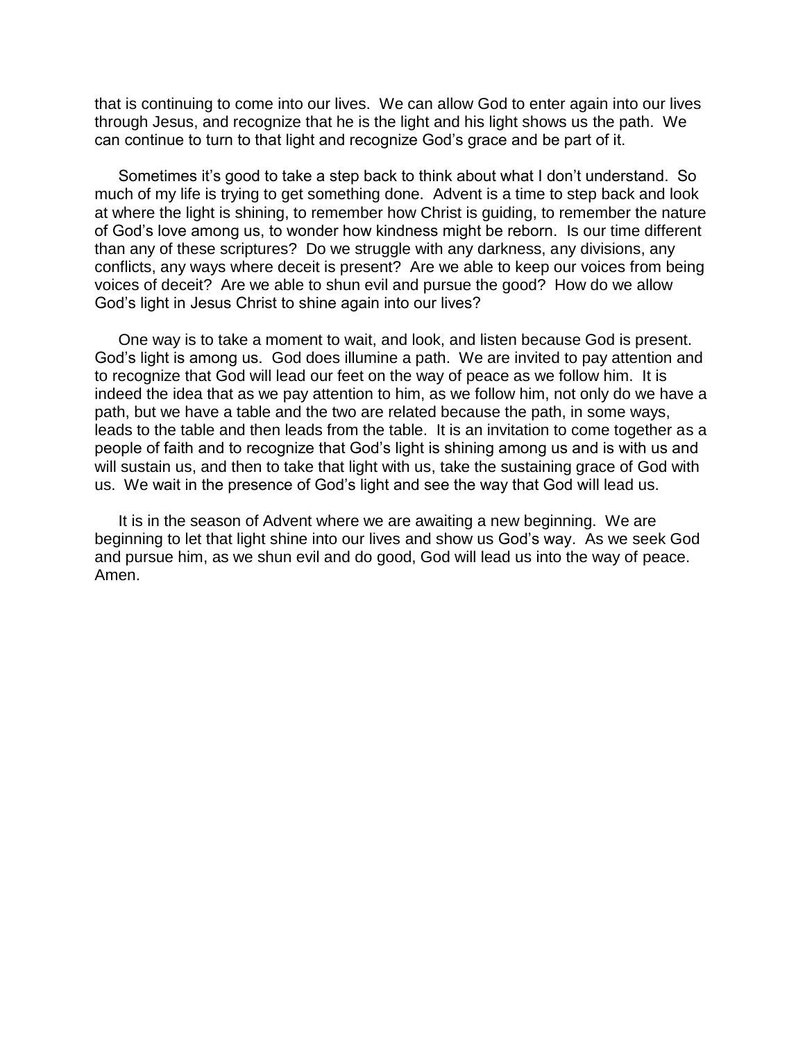that is continuing to come into our lives. We can allow God to enter again into our lives through Jesus, and recognize that he is the light and his light shows us the path. We can continue to turn to that light and recognize God's grace and be part of it.

Sometimes it's good to take a step back to think about what I don't understand. So much of my life is trying to get something done. Advent is a time to step back and look at where the light is shining, to remember how Christ is guiding, to remember the nature of God's love among us, to wonder how kindness might be reborn. Is our time different than any of these scriptures? Do we struggle with any darkness, any divisions, any conflicts, any ways where deceit is present? Are we able to keep our voices from being voices of deceit? Are we able to shun evil and pursue the good? How do we allow God's light in Jesus Christ to shine again into our lives?

One way is to take a moment to wait, and look, and listen because God is present. God's light is among us. God does illumine a path. We are invited to pay attention and to recognize that God will lead our feet on the way of peace as we follow him. It is indeed the idea that as we pay attention to him, as we follow him, not only do we have a path, but we have a table and the two are related because the path, in some ways, leads to the table and then leads from the table. It is an invitation to come together as a people of faith and to recognize that God's light is shining among us and is with us and will sustain us, and then to take that light with us, take the sustaining grace of God with us. We wait in the presence of God's light and see the way that God will lead us.

It is in the season of Advent where we are awaiting a new beginning. We are beginning to let that light shine into our lives and show us God's way. As we seek God and pursue him, as we shun evil and do good, God will lead us into the way of peace. Amen.